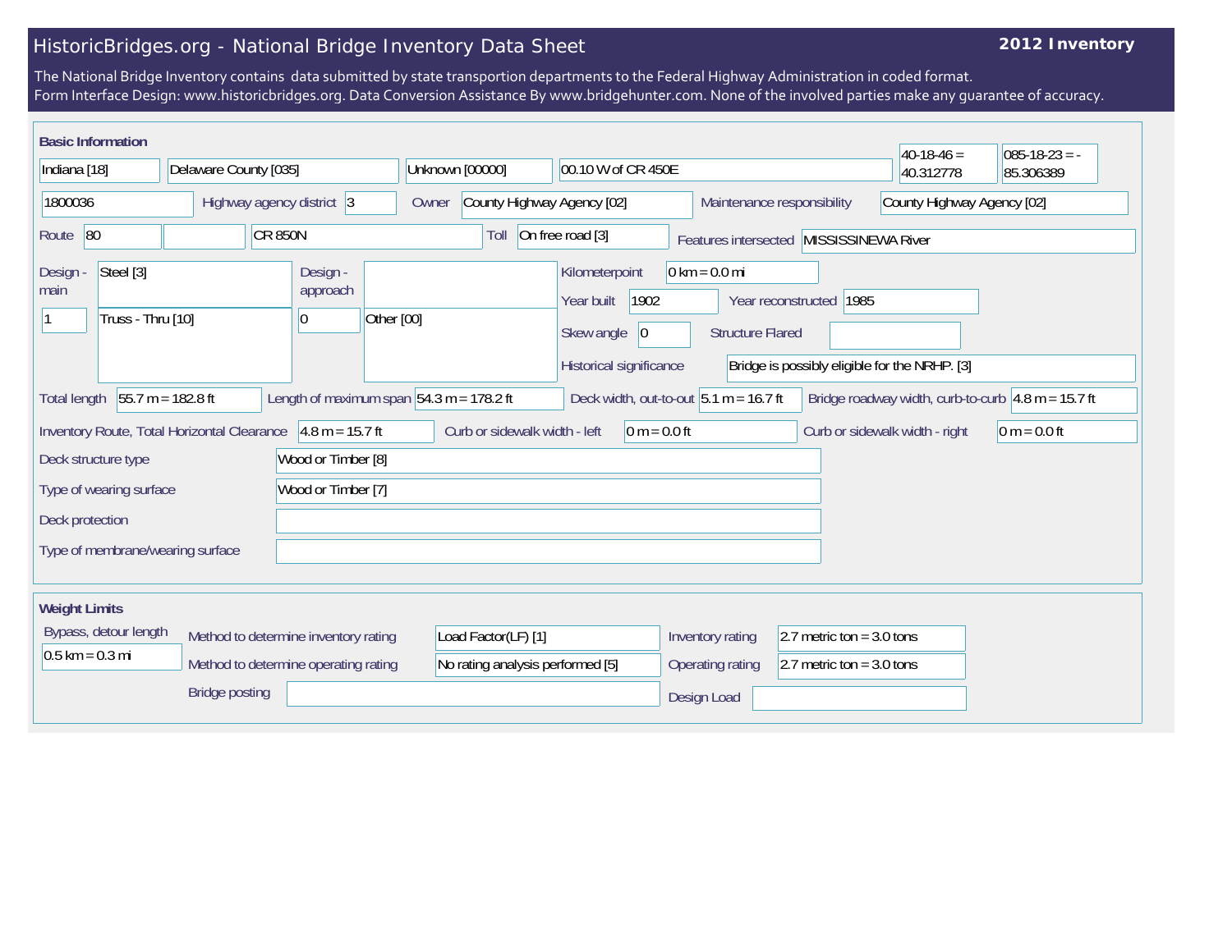# HistoricBridges.org - National Bridge Inventory Data Sheet

**2012 Inventory**

The National Bridge Inventory contains data submitted by state transportion departments to the Federal Highway Administration in coded format.
Form Interface Design: www.historicbridges.org. Data Conversion Assistance By www.bridgehunter.com. None of the involved parties make any guarantee of accuracy.

## Basic Information

| | |
|---|---|
| State | Indiana [18] |
| County | Delaware County [035] |
| Place | Unknown [00000] |
| Location | 00.10 W of CR 450E |
| Latitude | 40-18-46 = 40.312778 |
| Longitude | 085-18-23 = -85.306389 |
| Structure Number | 1800036 |
| Highway agency district | 3 |
| Owner | County Highway Agency [02] |
| Maintenance responsibility | County Highway Agency [02] |
| Route | 80 |
| Facility Carried | CR 850N |
| Toll | On free road [3] |
| Features intersected | MISSISSINEWA River |
| Design - main | Steel [3] |
| | 1 — Truss - Thru [10] |
| Design - approach | |
| | 0 — Other [00] |
| Kilometerpoint | 0 km = 0.0 mi |
| Year built | 1902 |
| Year reconstructed | 1985 |
| Skew angle | 0 |
| Structure Flared | |
| Historical significance | Bridge is possibly eligible for the NRHP. [3] |
| Total length | 55.7 m = 182.8 ft |
| Length of maximum span | 54.3 m = 178.2 ft |
| Deck width, out-to-out | 5.1 m = 16.7 ft |
| Bridge roadway width, curb-to-curb | 4.8 m = 15.7 ft |
| Inventory Route, Total Horizontal Clearance | 4.8 m = 15.7 ft |
| Curb or sidewalk width - left | 0 m = 0.0 ft |
| Curb or sidewalk width - right | 0 m = 0.0 ft |
| Deck structure type | Wood or Timber [8] |
| Type of wearing surface | Wood or Timber [7] |
| Deck protection | |
| Type of membrane/wearing surface | |

## Weight Limits

| | |
|---|---|
| Bypass, detour length | 0.5 km = 0.3 mi |
| Method to determine inventory rating | Load Factor(LF) [1] |
| Inventory rating | 2.7 metric ton = 3.0 tons |
| Method to determine operating rating | No rating analysis performed [5] |
| Operating rating | 2.7 metric ton = 3.0 tons |
| Bridge posting | |
| Design Load | |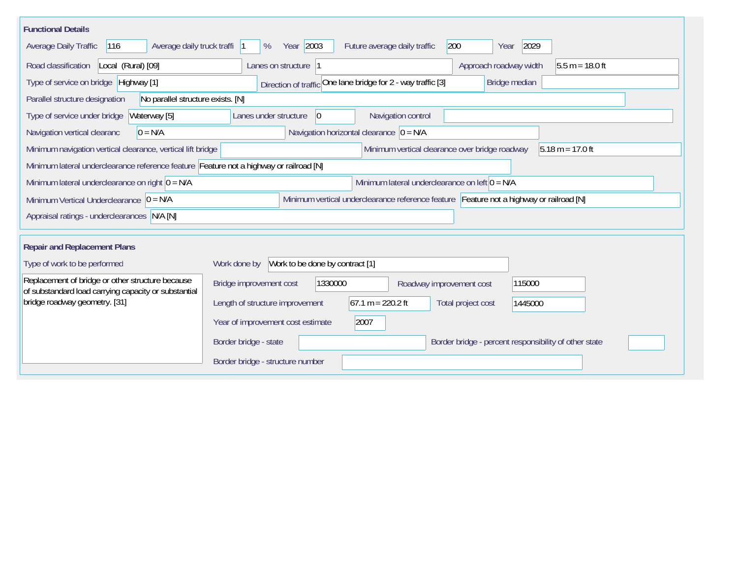## Functional Details

| Field | Value |
|---|---|
| Average Daily Traffic | 116 |
| Average daily truck traffi | 1 % |
| Year | 2003 |
| Future average daily traffic | 200 |
| Year | 2029 |
| Road classification | Local (Rural) [09] |
| Lanes on structure | 1 |
| Approach roadway width | 5.5 m = 18.0 ft |
| Type of service on bridge | Highway [1] |
| Direction of traffic | One lane bridge for 2 - way traffic [3] |
| Bridge median | |
| Parallel structure designation | No parallel structure exists. [N] |
| Type of service under bridge | Waterway [5] |
| Lanes under structure | 0 |
| Navigation control | |
| Navigation vertical clearanc | 0 = N/A |
| Navigation horizontal clearance | 0 = N/A |
| Minimum navigation vertical clearance, vertical lift bridge | |
| Minimum vertical clearance over bridge roadway | 5.18 m = 17.0 ft |
| Minimum lateral underclearance reference feature | Feature not a highway or railroad [N] |
| Minimum lateral underclearance on right | 0 = N/A |
| Minimum lateral underclearance on left | 0 = N/A |
| Minimum Vertical Underclearance | 0 = N/A |
| Minimum vertical underclearance reference feature | Feature not a highway or railroad [N] |
| Appraisal ratings - underclearances | N/A [N] |

## Repair and Replacement Plans

| Field | Value |
|---|---|
| Type of work to be performed | Replacement of bridge or other structure because of substandard load carrying capacity or substantial bridge roadway geometry. [31] |
| Work done by | Work to be done by contract [1] |
| Bridge improvement cost | 1330000 |
| Roadway improvement cost | 115000 |
| Length of structure improvement | 67.1 m = 220.2 ft |
| Total project cost | 1445000 |
| Year of improvement cost estimate | 2007 |
| Border bridge - state | |
| Border bridge - percent responsibility of other state | |
| Border bridge - structure number | |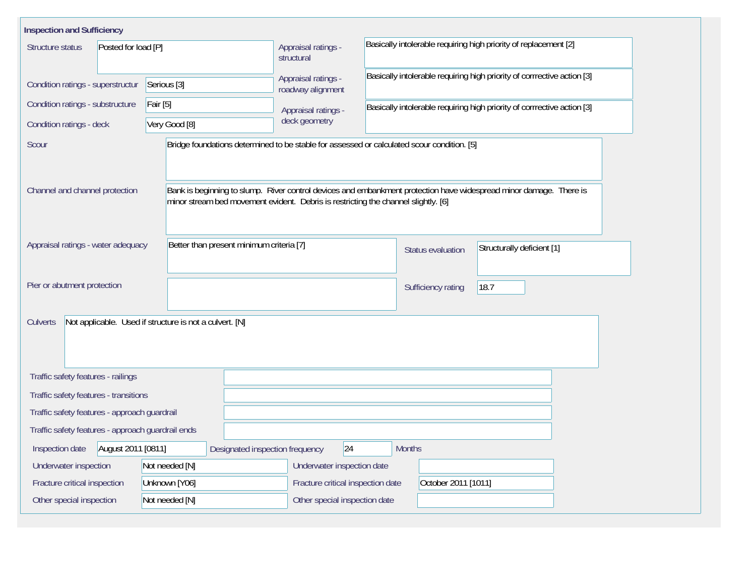## Inspection and Sufficiency

| | |
|---|---|
| Structure status | Posted for load [P] |
| Appraisal ratings - structural | Basically intolerable requiring high priority of replacement [2] |
| Condition ratings - superstructur | Serious [3] |
| Appraisal ratings - roadway alignment | Basically intolerable requiring high priority of corrrective action [3] |
| Condition ratings - substructure | Fair [5] |
| Appraisal ratings - deck geometry | Basically intolerable requiring high priority of corrrective action [3] |
| Condition ratings - deck | Very Good [8] |
| Scour | Bridge foundations determined to be stable for assessed or calculated scour condition. [5] |
| Channel and channel protection | Bank is beginning to slump. River control devices and embankment protection have widespread minor damage. There is minor stream bed movement evident. Debris is restricting the channel slightly. [6] |
| Appraisal ratings - water adequacy | Better than present minimum criteria [7] |
| Status evaluation | Structurally deficient [1] |
| Pier or abutment protection | |
| Sufficiency rating | 18.7 |
| Culverts | Not applicable. Used if structure is not a culvert. [N] |
| Traffic safety features - railings | |
| Traffic safety features - transitions | |
| Traffic safety features - approach guardrail | |
| Traffic safety features - approach guardrail ends | |
| Inspection date | August 2011 [0811] |
| Designated inspection frequency | 24 Months |
| Underwater inspection | Not needed [N] |
| Underwater inspection date | |
| Fracture critical inspection | Unknown [Y06] |
| Fracture critical inspection date | October 2011 [1011] |
| Other special inspection | Not needed [N] |
| Other special inspection date | |